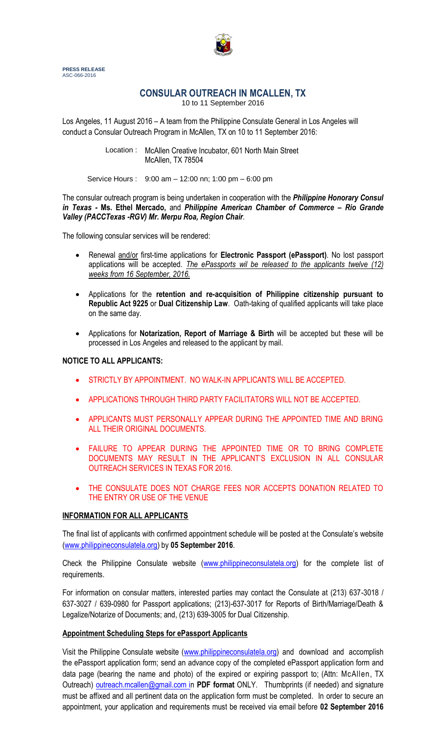**PRESS RELEASE**
ASC-066-2016

# CONSULAR OUTREACH IN MCALLEN, TX

10 to 11 September 2016

Los Angeles, 11 August 2016 – A team from the Philippine Consulate General in Los Angeles will conduct a Consular Outreach Program in McAllen, TX on 10 to 11 September 2016:

Location : McAllen Creative Incubator, 601 North Main Street
McAllen, TX 78504

Service Hours : 9:00 am – 12:00 nn; 1:00 pm – 6:00 pm

The consular outreach program is being undertaken in cooperation with the ***Philippine Honorary Consul in Texas -* Ms. Ethel Mercado,** and ***Philippine American Chamber of Commerce – Rio Grande Valley (PACCTexas -RGV) Mr. Merpu Roa, Region Chair***.

The following consular services will be rendered:

- Renewal and/or first-time applications for **Electronic Passport (ePassport)**. No lost passport applications will be accepted. *The ePassports wil be released to the applicants twelve (12) weeks from 16 September, 2016.*
- Applications for the **retention and re-acquisition of Philippine citizenship pursuant to Republic Act 9225** or **Dual Citizenship Law**. Oath-taking of qualified applicants will take place on the same day.
- Applications for **Notarization, Report of Marriage & Birth** will be accepted but these will be processed in Los Angeles and released to the applicant by mail.

**NOTICE TO ALL APPLICANTS:**

- STRICTLY BY APPOINTMENT. NO WALK-IN APPLICANTS WILL BE ACCEPTED.
- APPLICATIONS THROUGH THIRD PARTY FACILITATORS WILL NOT BE ACCEPTED.
- APPLICANTS MUST PERSONALLY APPEAR DURING THE APPOINTED TIME AND BRING ALL THEIR ORIGINAL DOCUMENTS.
- FAILURE TO APPEAR DURING THE APPOINTED TIME OR TO BRING COMPLETE DOCUMENTS MAY RESULT IN THE APPLICANT'S EXCLUSION IN ALL CONSULAR OUTREACH SERVICES IN TEXAS FOR 2016.
- THE CONSULATE DOES NOT CHARGE FEES NOR ACCEPTS DONATION RELATED TO THE ENTRY OR USE OF THE VENUE

**INFORMATION FOR ALL APPLICANTS**

The final list of applicants with confirmed appointment schedule will be posted at the Consulate's website (www.philippineconsulatela.org) by **05 September 2016**.

Check the Philippine Consulate website (www.philippineconsulatela.org) for the complete list of requirements.

For information on consular matters, interested parties may contact the Consulate at (213) 637-3018 / 637-3027 / 639-0980 for Passport applications; (213)-637-3017 for Reports of Birth/Marriage/Death & Legalize/Notarize of Documents; and, (213) 639-3005 for Dual Citizenship.

**Appointment Scheduling Steps for ePassport Applicants**

Visit the Philippine Consulate website (www.philippineconsulatela.org) and download and accomplish the ePassport application form; send an advance copy of the completed ePassport application form and data page (bearing the name and photo) of the expired or expiring passport to; (Attn: McAllen, TX Outreach) outreach.mcallen@gmail.com in **PDF format** ONLY. Thumbprints (if needed) and signature must be affixed and all pertinent data on the application form must be completed. In order to secure an appointment, your application and requirements must be received via email before **02 September 2016**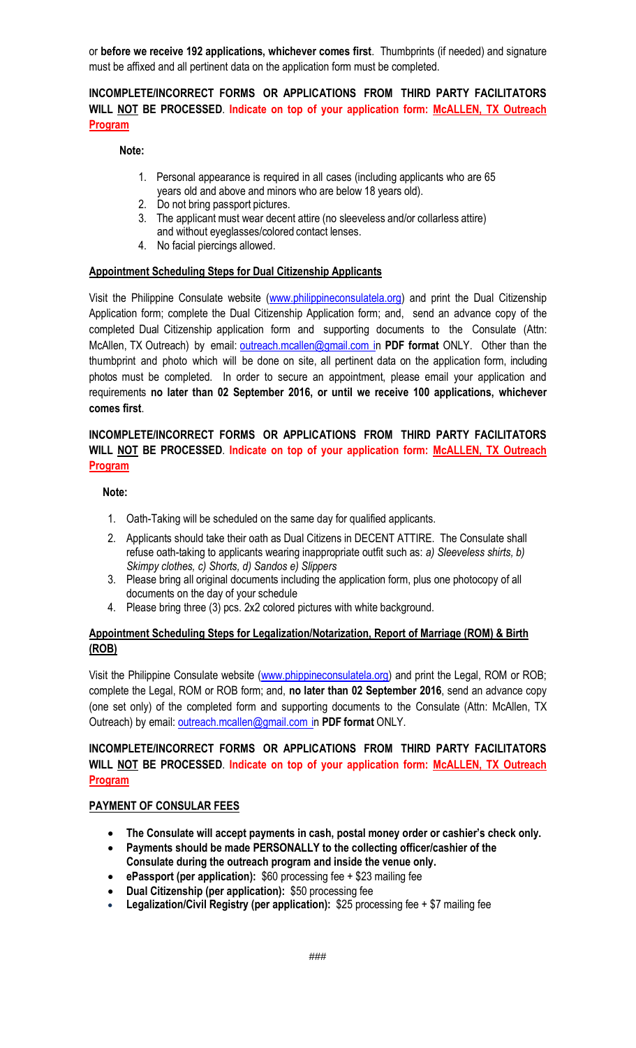or **before we receive 192 applications, whichever comes first**. Thumbprints (if needed) and signature must be affixed and all pertinent data on the application form must be completed.

**INCOMPLETE/INCORRECT FORMS OR APPLICATIONS FROM THIRD PARTY FACILITATORS WILL NOT BE PROCESSED**. **Indicate on top of your application form: McALLEN, TX Outreach Program**

**Note:**

1. Personal appearance is required in all cases (including applicants who are 65 years old and above and minors who are below 18 years old).
2. Do not bring passport pictures.
3. The applicant must wear decent attire (no sleeveless and/or collarless attire) and without eyeglasses/colored contact lenses.
4. No facial piercings allowed.

**Appointment Scheduling Steps for Dual Citizenship Applicants**

Visit the Philippine Consulate website (www.philippineconsulatela.org) and print the Dual Citizenship Application form; complete the Dual Citizenship Application form; and, send an advance copy of the completed Dual Citizenship application form and supporting documents to the Consulate (Attn: McAllen, TX Outreach) by email: outreach.mcallen@gmail.com in **PDF format** ONLY. Other than the thumbprint and photo which will be done on site, all pertinent data on the application form, including photos must be completed. In order to secure an appointment, please email your application and requirements **no later than 02 September 2016, or until we receive 100 applications, whichever comes first**.

**INCOMPLETE/INCORRECT FORMS OR APPLICATIONS FROM THIRD PARTY FACILITATORS WILL NOT BE PROCESSED**. **Indicate on top of your application form: McALLEN, TX Outreach Program**

**Note:**

1. Oath-Taking will be scheduled on the same day for qualified applicants.
2. Applicants should take their oath as Dual Citizens in DECENT ATTIRE. The Consulate shall refuse oath-taking to applicants wearing inappropriate outfit such as: *a) Sleeveless shirts, b) Skimpy clothes, c) Shorts, d) Sandos e) Slippers*
3. Please bring all original documents including the application form, plus one photocopy of all documents on the day of your schedule
4. Please bring three (3) pcs. 2x2 colored pictures with white background.

**Appointment Scheduling Steps for Legalization/Notarization, Report of Marriage (ROM) & Birth (ROB)**

Visit the Philippine Consulate website (www.phippineconsulatela.org) and print the Legal, ROM or ROB; complete the Legal, ROM or ROB form; and, **no later than 02 September 2016**, send an advance copy (one set only) of the completed form and supporting documents to the Consulate (Attn: McAllen, TX Outreach) by email: outreach.mcallen@gmail.com in **PDF format** ONLY.

**INCOMPLETE/INCORRECT FORMS OR APPLICATIONS FROM THIRD PARTY FACILITATORS WILL NOT BE PROCESSED**. **Indicate on top of your application form: McALLEN, TX Outreach Program**

**PAYMENT OF CONSULAR FEES**

- **The Consulate will accept payments in cash, postal money order or cashier's check only.**
- **Payments should be made PERSONALLY to the collecting officer/cashier of the Consulate during the outreach program and inside the venue only.**
- **ePassport (per application):** $60 processing fee + $23 mailing fee
- **Dual Citizenship (per application):** $50 processing fee
- **Legalization/Civil Registry (per application):** $25 processing fee + $7 mailing fee

###